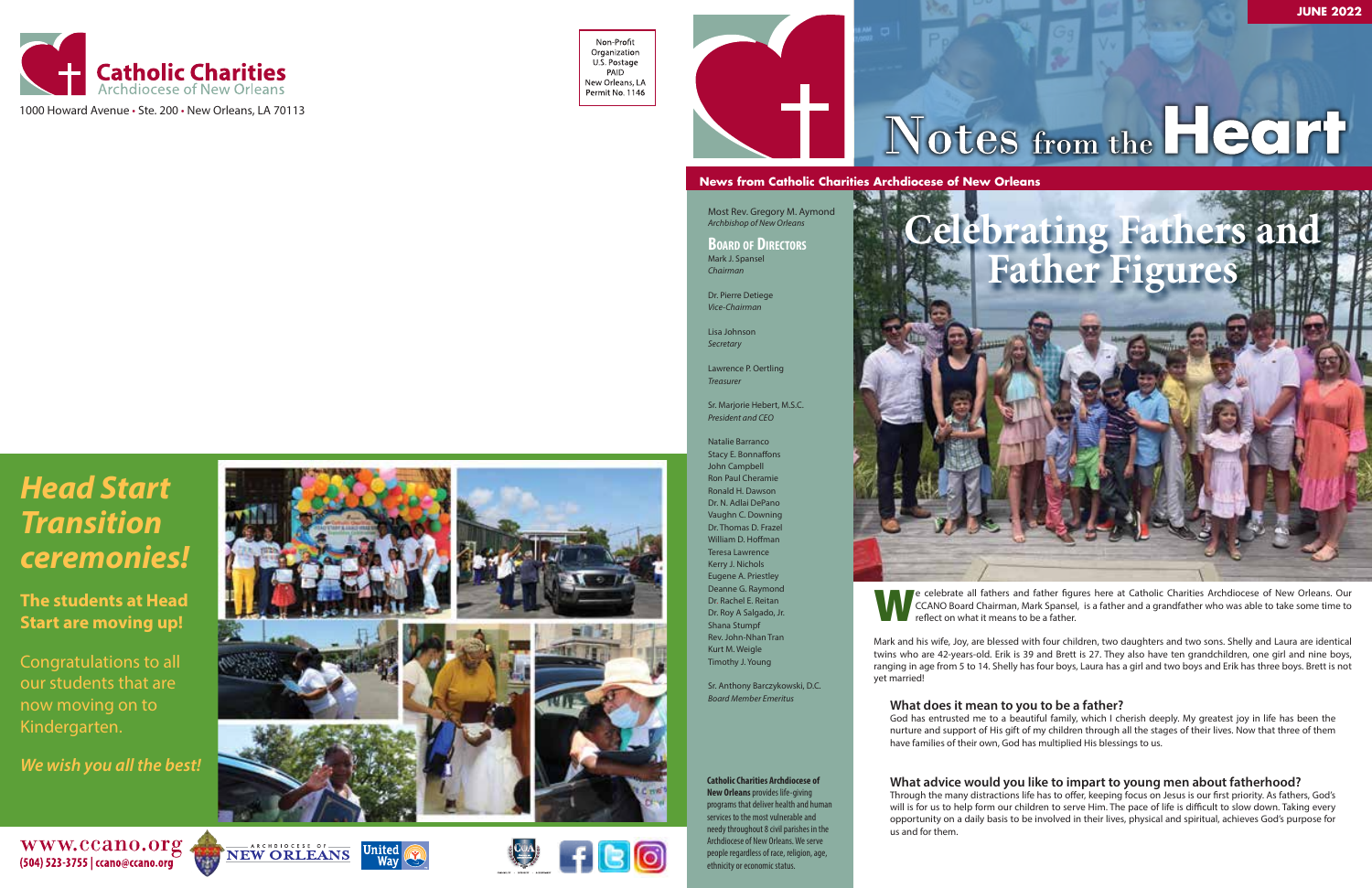# Catholic Charities
Archdiocese of New Orleans

1000 Howard Avenue • Ste. 200 • New Orleans, LA 70113

Non-Profit Organization
U.S. Postage
PAID
New Orleans, LA
Permit No. 1146

## *Head Start Transition ceremonies!*

**The students at Head Start are moving up!**

Congratulations to all our students that are now moving on to Kindergarten.

*We wish you all the best!*

www.ccano.org
(504) 523-3755 | ccano@ccano.org

JUNE 2022

# Notes from the Heart

**News from Catholic Charities Archdiocese of New Orleans**

Most Rev. Gregory M. Aymond
*Archbishop of New Orleans*

**Board of Directors**

Mark J. Spansel
*Chairman*

Dr. Pierre Detiege
*Vice-Chairman*

Lisa Johnson
*Secretary*

Lawrence P. Oertling
*Treasurer*

Sr. Marjorie Hebert, M.S.C.
*President and CEO*

Natalie Barranco
Stacy E. Bonnaffons
John Campbell
Ron Paul Cheramie
Ronald H. Dawson
Dr. N. Adlai DePano
Vaughn C. Downing
Dr. Thomas D. Frazel
William D. Hoffman
Teresa Lawrence
Kerry J. Nichols
Eugene A. Priestley
Deanne G. Raymond
Dr. Rachel E. Reitan
Dr. Roy A Salgado, Jr.
Shana Stumpf
Rev. John-Nhan Tran
Kurt M. Weigle
Timothy J. Young

Sr. Anthony Barczykowski, D.C.
*Board Member Emeritus*

**Catholic Charities Archdiocese of New Orleans** provides life-giving programs that deliver health and human services to the most vulnerable and needy throughout 8 civil parishes in the Archdiocese of New Orleans. We serve people regardless of race, religion, age, ethnicity or economic status.

## Celebrating Fathers and Father Figures

We celebrate all fathers and father figures here at Catholic Charities Archdiocese of New Orleans. Our CCANO Board Chairman, Mark Spansel, is a father and a grandfather who was able to take some time to reflect on what it means to be a father.

Mark and his wife, Joy, are blessed with four children, two daughters and two sons. Shelly and Laura are identical twins who are 42-years-old. Erik is 39 and Brett is 27. They also have ten grandchildren, one girl and nine boys, ranging in age from 5 to 14. Shelly has four boys, Laura has a girl and two boys and Erik has three boys. Brett is not yet married!

### What does it mean to you to be a father?

God has entrusted me to a beautiful family, which I cherish deeply. My greatest joy in life has been the nurture and support of His gift of my children through all the stages of their lives. Now that three of them have families of their own, God has multiplied His blessings to us.

### What advice would you like to impart to young men about fatherhood?

Through the many distractions life has to offer, keeping focus on Jesus is our first priority. As fathers, God's will is for us to help form our children to serve Him. The pace of life is difficult to slow down. Taking every opportunity on a daily basis to be involved in their lives, physical and spiritual, achieves God's purpose for us and for them.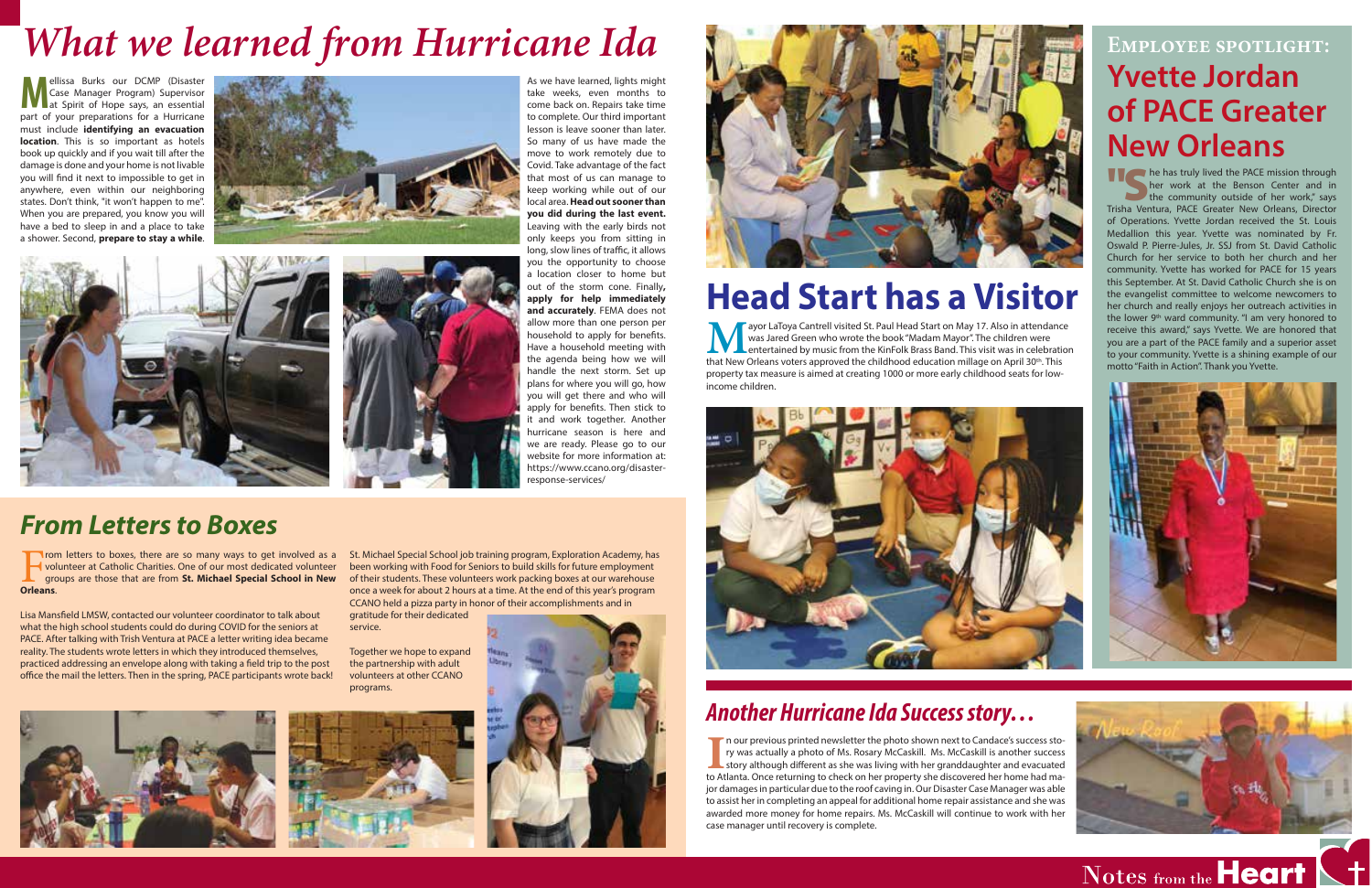# What we learned from Hurricane Ida

Mellissa Burks our DCMP (Disaster Case Manager Program) Supervisor at Spirit of Hope says, an essential part of your preparations for a Hurricane must include **identifying an evacuation location**. This is so important as hotels book up quickly and if you wait till after the damage is done and your home is not livable you will find it next to impossible to get in anywhere, even within our neighboring states. Don't think, "it won't happen to me". When you are prepared, you know you will have a bed to sleep in and a place to take a shower. Second, **prepare to stay a while**. As we have learned, lights might take weeks, even months to come back on. Repairs take time to complete. Our third important lesson is leave sooner than later. So many of us have made the move to work remotely due to Covid. Take advantage of the fact that most of us can manage to keep working while out of our local area. **Head out sooner than you did during the last event.** Leaving with the early birds not only keeps you from sitting in long, slow lines of traffic, it allows you the opportunity to choose a location closer to home but out of the storm cone. Finally, **apply for help immediately and accurately**. FEMA does not allow more than one person per household to apply for benefits. Have a household meeting with the agenda being how we will handle the next storm. Set up plans for where you will go, how you will get there and who will apply for benefits. Then stick to it and work together. Another hurricane season is here and we are ready. Please go to our website for more information at: https://www.ccano.org/disaster-response-services/

## From Letters to Boxes

From letters to boxes, there are so many ways to get involved as a volunteer at Catholic Charities. One of our most dedicated volunteer groups are those that are from **St. Michael Special School in New Orleans**.

Lisa Mansfield LMSW, contacted our volunteer coordinator to talk about what the high school students could do during COVID for the seniors at PACE. After talking with Trish Ventura at PACE a letter writing idea became reality. The students wrote letters in which they introduced themselves, practiced addressing an envelope along with taking a field trip to the post office the mail the letters. Then in the spring, PACE participants wrote back!

St. Michael Special School job training program, Exploration Academy, has been working with Food for Seniors to build skills for future employment of their students. These volunteers work packing boxes at our warehouse once a week for about 2 hours at a time. At the end of this year's program CCANO held a pizza party in honor of their accomplishments and in gratitude for their dedicated service.

Together we hope to expand the partnership with adult volunteers at other CCANO programs.

# Head Start has a Visitor

Mayor LaToya Cantrell visited St. Paul Head Start on May 17. Also in attendance was Jared Green who wrote the book "Madam Mayor". The children were entertained by music from the KinFolk Brass Band. This visit was in celebration that New Orleans voters approved the childhood education millage on April 30th. This property tax measure is aimed at creating 1000 or more early childhood seats for low-income children.

## Another Hurricane Ida Success story…

In our previous printed newsletter the photo shown next to Candace's success story was actually a photo of Ms. Rosary McCaskill. Ms. McCaskill is another success story although different as she was living with her granddaughter and evacuated to Atlanta. Once returning to check on her property she discovered her home had major damages in particular due to the roof caving in. Our Disaster Case Manager was able to assist her in completing an appeal for additional home repair assistance and she was awarded more money for home repairs. Ms. McCaskill will continue to work with her case manager until recovery is complete.

New Roof

## Employee spotlight: Yvette Jordan of PACE Greater New Orleans

"She has truly lived the PACE mission through her work at the Benson Center and in the community outside of her work," says Trisha Ventura, PACE Greater New Orleans, Director of Operations. Yvette Jordan received the St. Louis Medallion this year. Yvette was nominated by Fr. Oswald P. Pierre-Jules, Jr. SSJ from St. David Catholic Church for her service to both her church and her community. Yvette has worked for PACE for 15 years this September. At St. David Catholic Church she is on the evangelist committee to welcome newcomers to her church and really enjoys her outreach activities in the lower 9th ward community. "I am very honored to receive this award," says Yvette. We are honored that you are a part of the PACE family and a superior asset to your community. Yvette is a shining example of our motto "Faith in Action". Thank you Yvette.